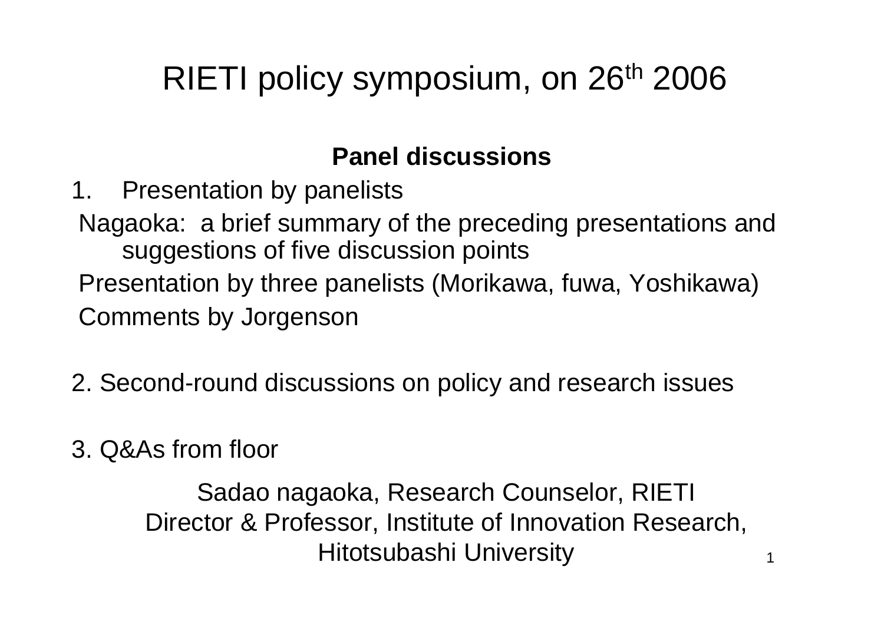# RIETI policy symposium, on 26th 2006

**Panel discussions**

1. Presentation by panelists

Nagaoka: a brief summary of the preceding presentations and suggestions of five discussion points

Presentation by three panelists (Morikawa, fuwa, Yoshikawa)

Comments by Jorgenson

2. Second-round discussions on policy and research issues

3. Q&As from floor

Sadao nagaoka, Research Counselor, RIETI
Director & Professor, Institute of Innovation Research, Hitotsubashi University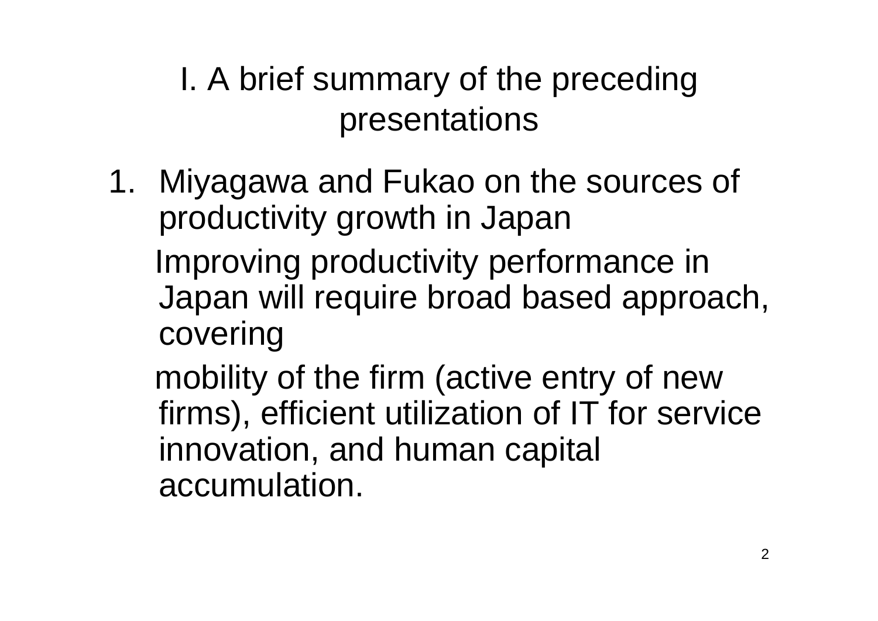# I. A brief summary of the preceding presentations

1. Miyagawa and Fukao on the sources of productivity growth in Japan

   Improving productivity performance in Japan will require broad based approach, covering

   mobility of the firm (active entry of new firms), efficient utilization of IT for service innovation, and human capital accumulation.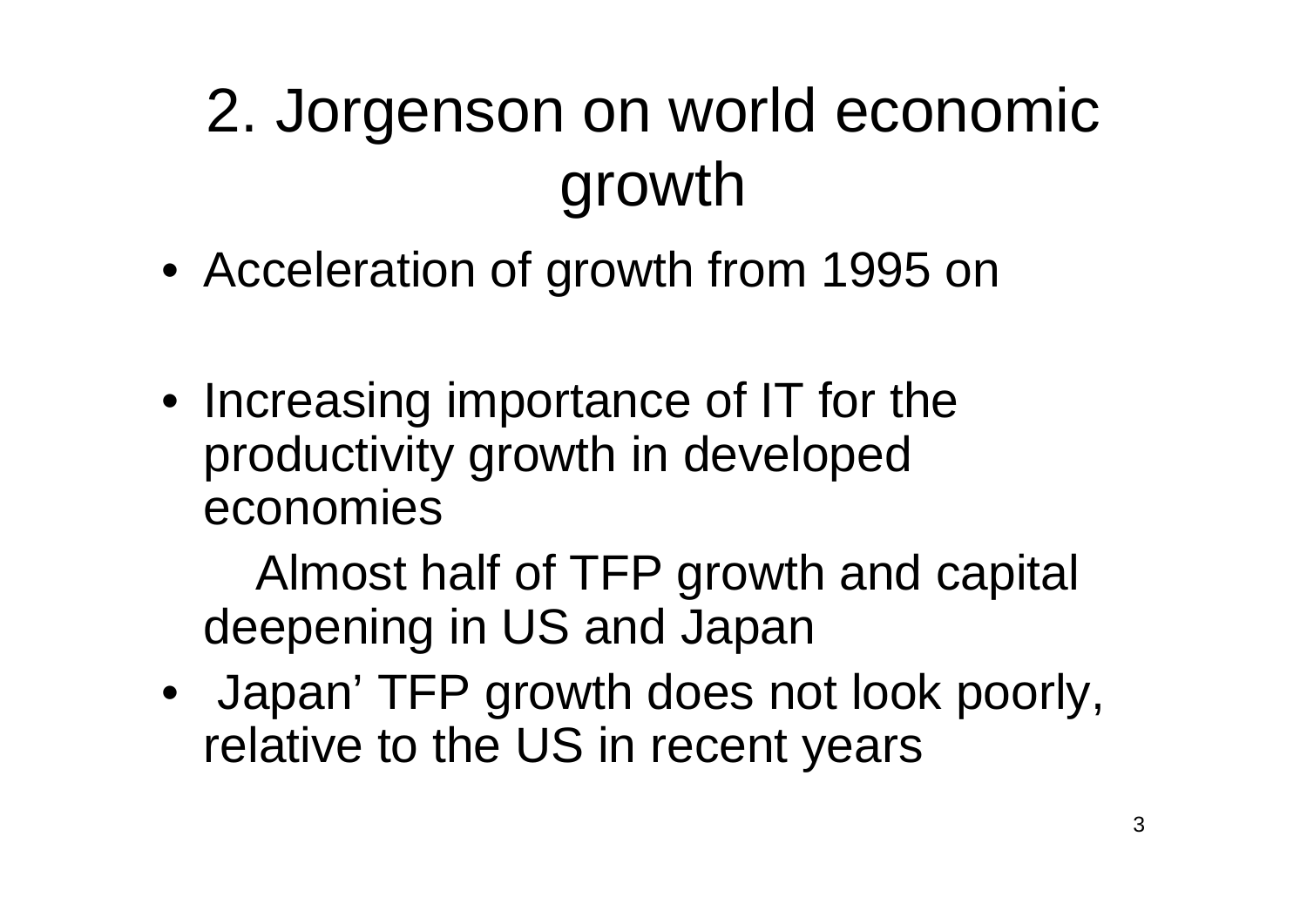# 2. Jorgenson on world economic growth

- Acceleration of growth from 1995 on
- Increasing importance of IT for the productivity growth in developed economies

  Almost half of TFP growth and capital deepening in US and Japan
- Japan’ TFP growth does not look poorly, relative to the US in recent years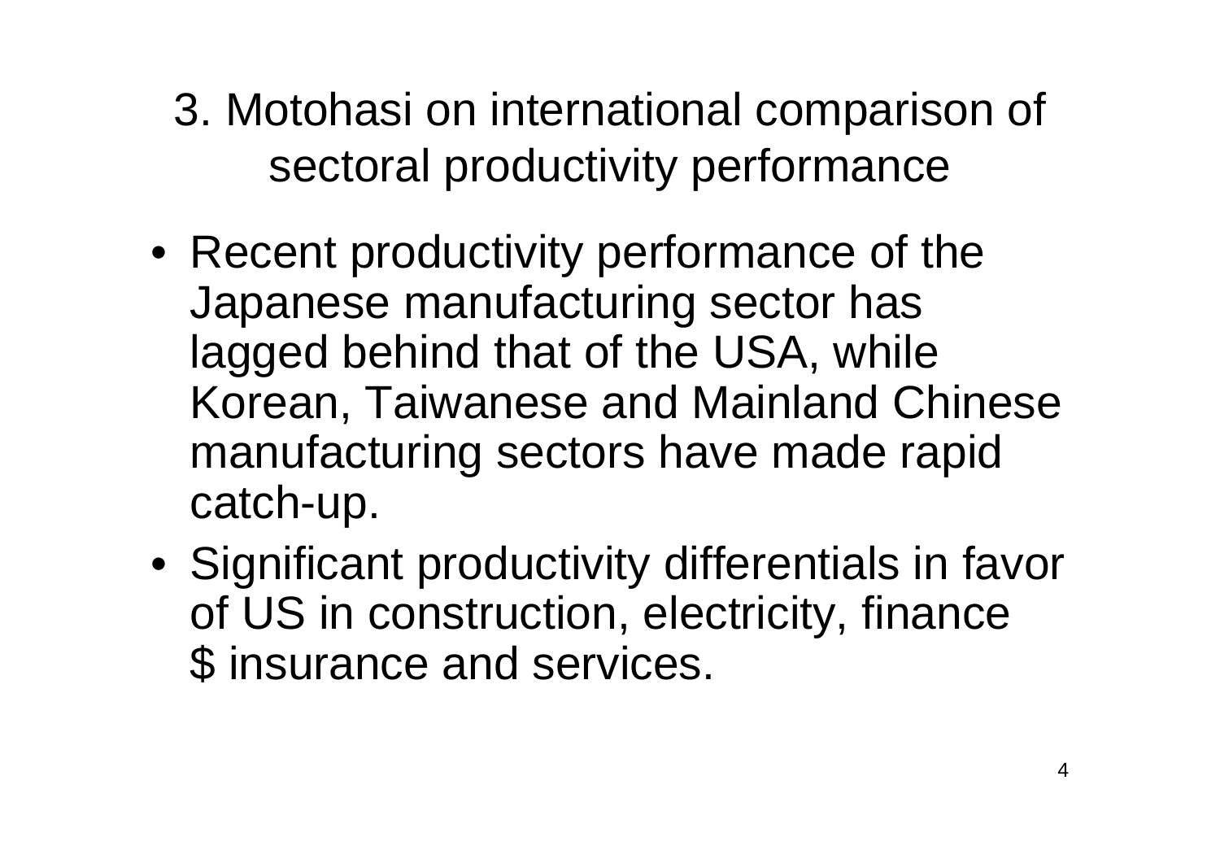# 3. Motohasi on international comparison of sectoral productivity performance

- Recent productivity performance of the Japanese manufacturing sector has lagged behind that of the USA, while Korean, Taiwanese and Mainland Chinese manufacturing sectors have made rapid catch-up.
- Significant productivity differentials in favor of US in construction, electricity, finance $ insurance and services.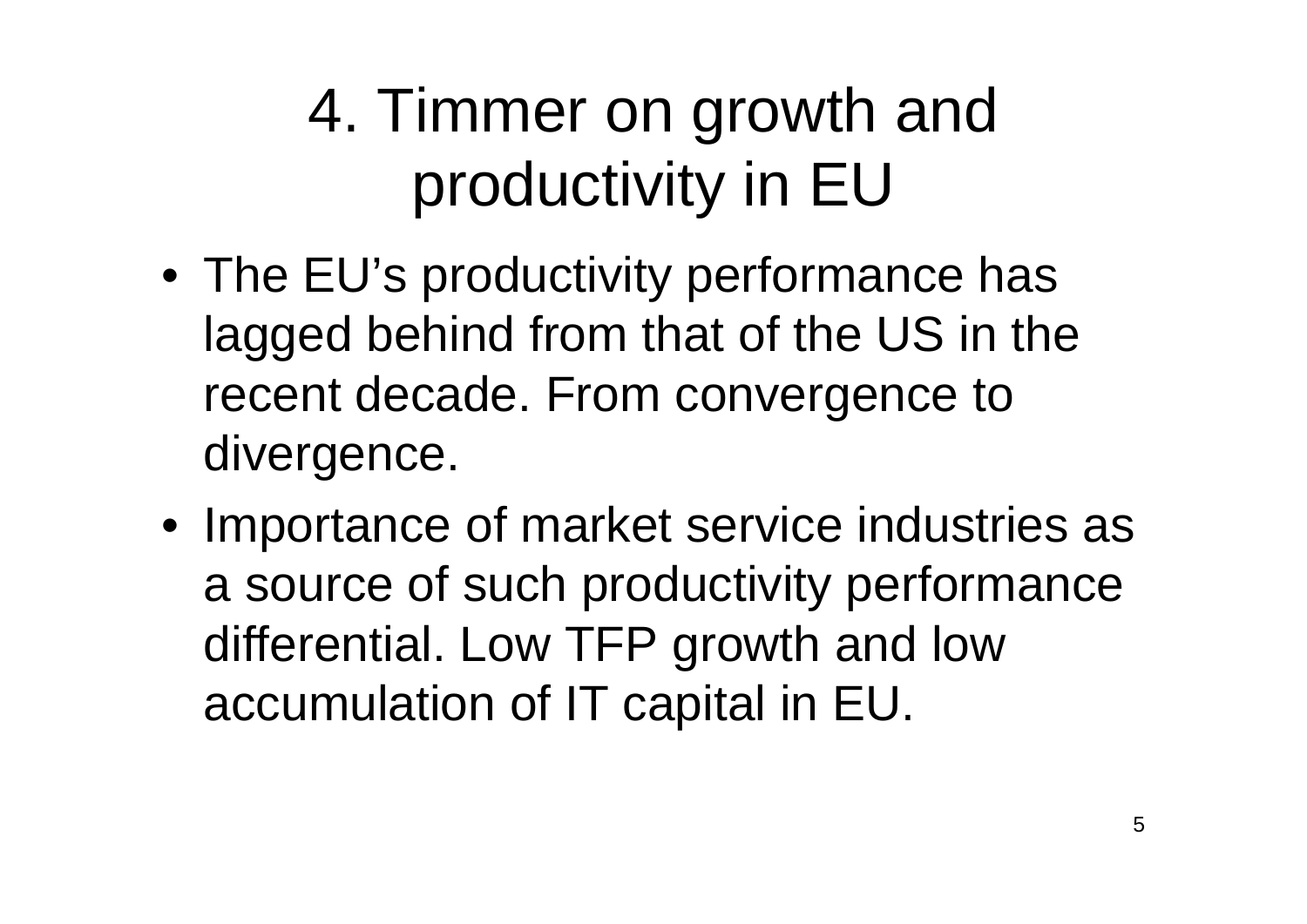# 4. Timmer on growth and productivity in EU

- The EU’s productivity performance has lagged behind from that of the US in the recent decade. From convergence to divergence.
- Importance of market service industries as a source of such productivity performance differential. Low TFP growth and low accumulation of IT capital in EU.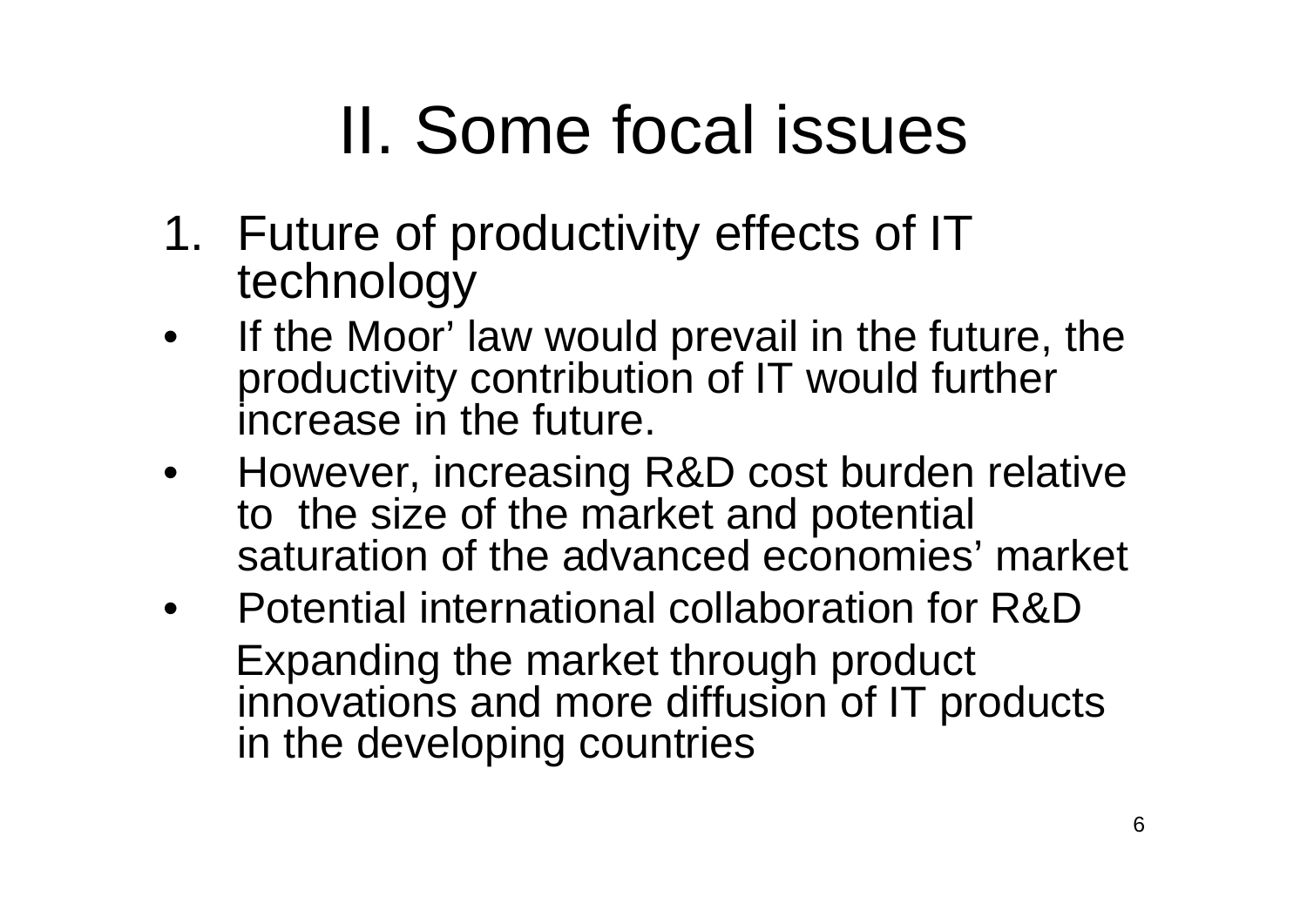# II. Some focal issues

1. Future of productivity effects of IT technology

- If the Moor' law would prevail in the future, the productivity contribution of IT would further increase in the future.
- However, increasing R&D cost burden relative to the size of the market and potential saturation of the advanced economies' market
- Potential international collaboration for R&D

  Expanding the market through product innovations and more diffusion of IT products in the developing countries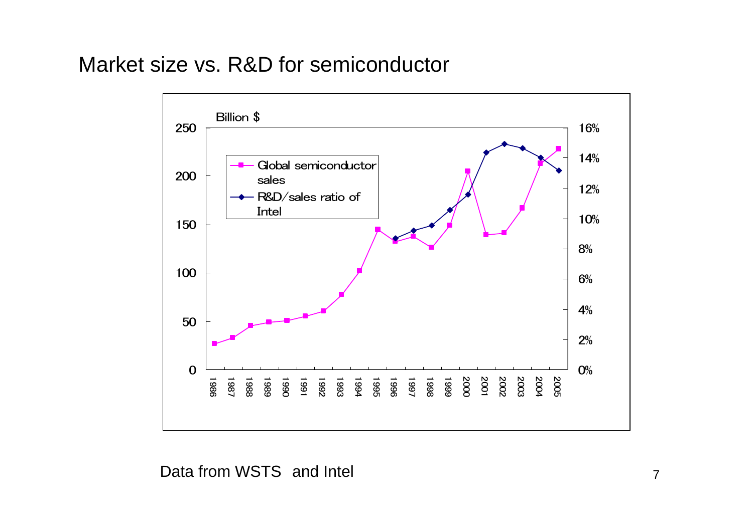# Market size vs. R&D for semiconductor

Data from WSTS and Intel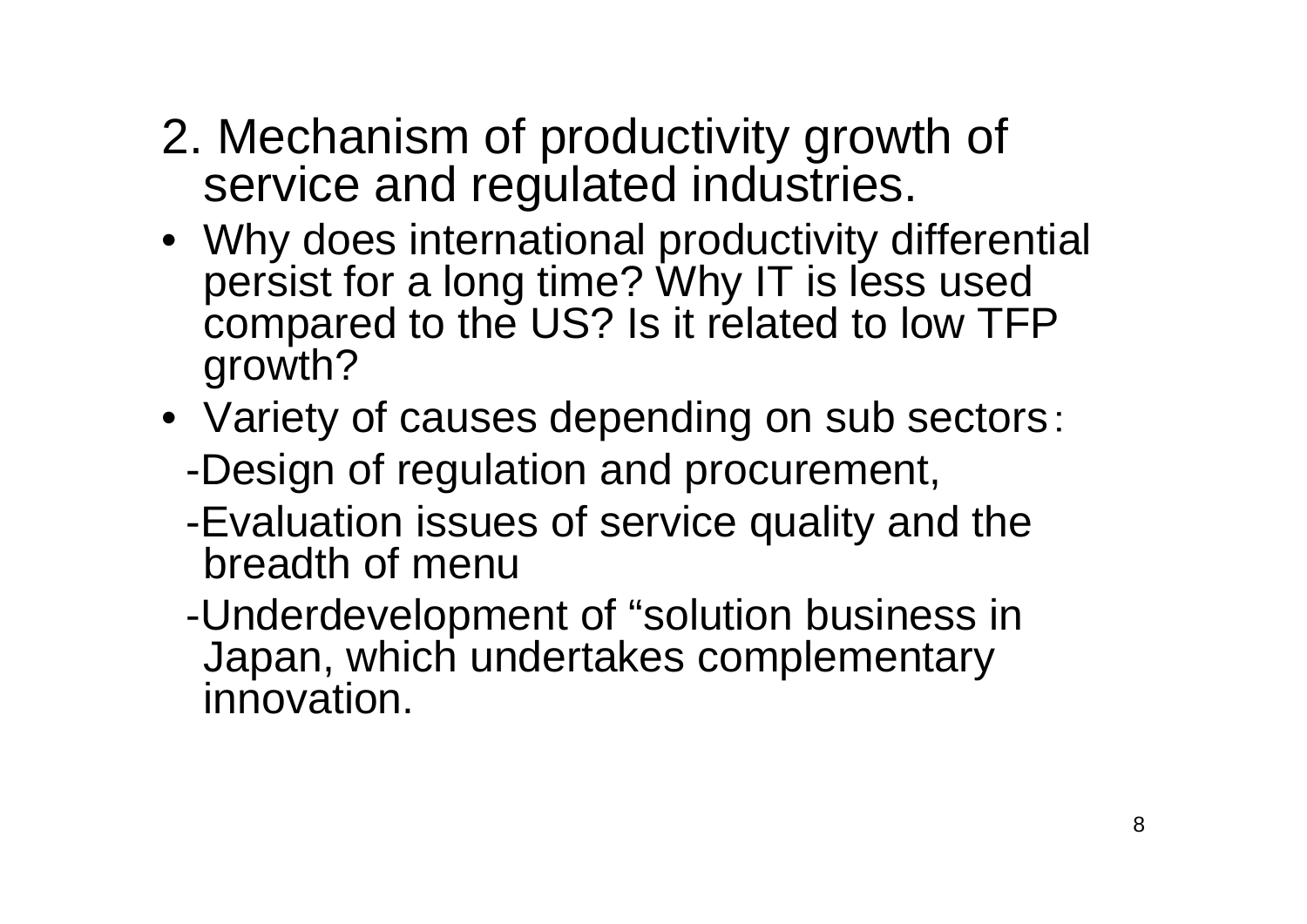## 2. Mechanism of productivity growth of service and regulated industries.

- Why does international productivity differential persist for a long time? Why IT is less used compared to the US? Is it related to low TFP growth?
- Variety of causes depending on sub sectors：
  - -Design of regulation and procurement,
  - -Evaluation issues of service quality and the breadth of menu
  - -Underdevelopment of “solution business in Japan, which undertakes complementary innovation.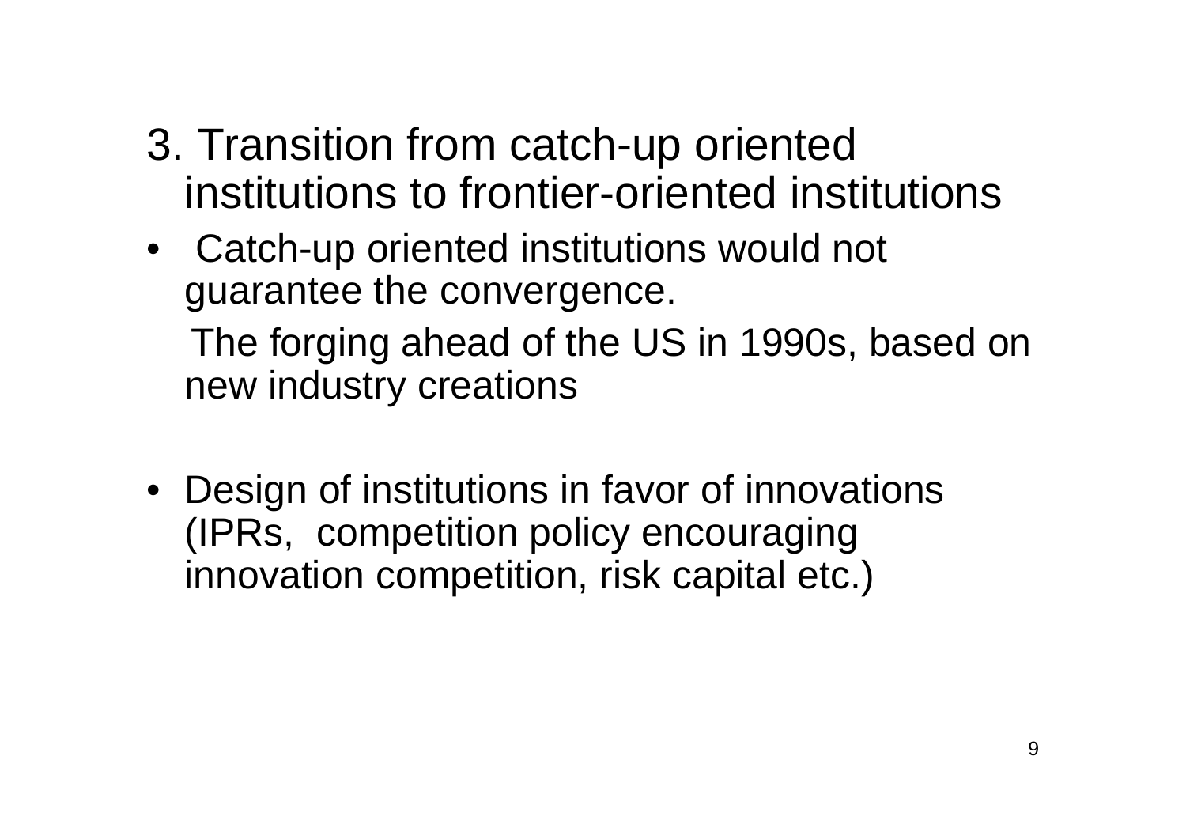# 3. Transition from catch-up oriented institutions to frontier-oriented institutions

- Catch-up oriented institutions would not guarantee the convergence.

  The forging ahead of the US in 1990s, based on new industry creations

- Design of institutions in favor of innovations (IPRs, competition policy encouraging innovation competition, risk capital etc.)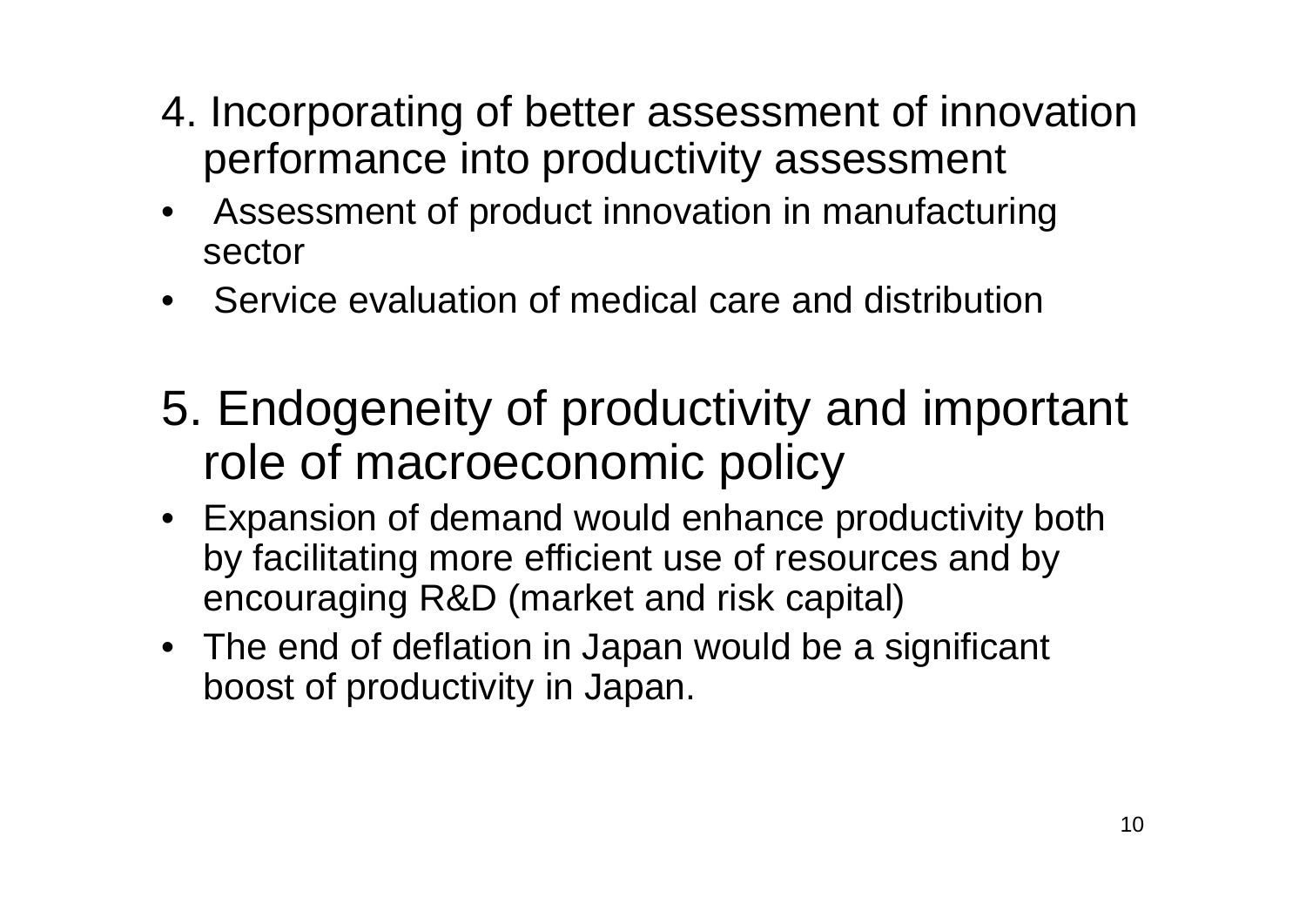## 4. Incorporating of better assessment of innovation performance into productivity assessment

- Assessment of product innovation in manufacturing sector
- Service evaluation of medical care and distribution

## 5. Endogeneity of productivity and important role of macroeconomic policy

- Expansion of demand would enhance productivity both by facilitating more efficient use of resources and by encouraging R&D (market and risk capital)
- The end of deflation in Japan would be a significant boost of productivity in Japan.